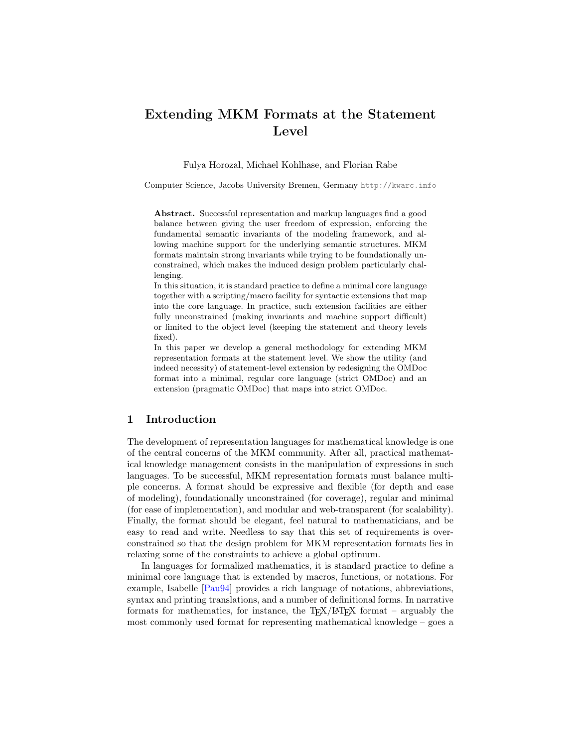# Extending MKM Formats at the Statement Level

Fulya Horozal, Michael Kohlhase, and Florian Rabe

Computer Science, Jacobs University Bremen, Germany http://kwarc.info

**Abstract.** Successful representation and markup languages find a good balance between giving the user freedom of expression, enforcing the fundamental semantic invariants of the modeling framework, and allowing machine support for the underlying semantic structures. MKM formats maintain strong invariants while trying to be foundationally unconstrained, which makes the induced design problem particularly challenging.

In this situation, it is standard practice to define a minimal core language together with a scripting/macro facility for syntactic extensions that map into the core language. In practice, such extension facilities are either fully unconstrained (making invariants and machine support difficult) or limited to the object level (keeping the statement and theory levels fixed).

In this paper we develop a general methodology for extending MKM representation formats at the statement level. We show the utility (and indeed necessity) of statement-level extension by redesigning the OMDoc format into a minimal, regular core language (strict OMDoc) and an extension (pragmatic OMDoc) that maps into strict OMDoc.

## 1 Introduction

The development of representation languages for mathematical knowledge is one of the central concerns of the MKM community. After all, practical mathematical knowledge management consists in the manipulation of expressions in such languages. To be successful, MKM representation formats must balance multiple concerns. A format should be expressive and flexible (for depth and ease of modeling), foundationally unconstrained (for coverage), regular and minimal (for ease of implementation), and modular and web-transparent (for scalability). Finally, the format should be elegant, feel natural to mathematicians, and be easy to read and write. Needless to say that this set of requirements is overconstrained so that the design problem for MKM representation formats lies in relaxing some of the constraints to achieve a global optimum.

In languages for formalized mathematics, it is standard practice to define a minimal core language that is extended by macros, functions, or notations. For example, Isabelle [Pau94] provides a rich language of notations, abbreviations, syntax and printing translations, and a number of definitional forms. In narrative formats for mathematics, for instance, the TEX/LATEX format – arguably the most commonly used format for representing mathematical knowledge – goes a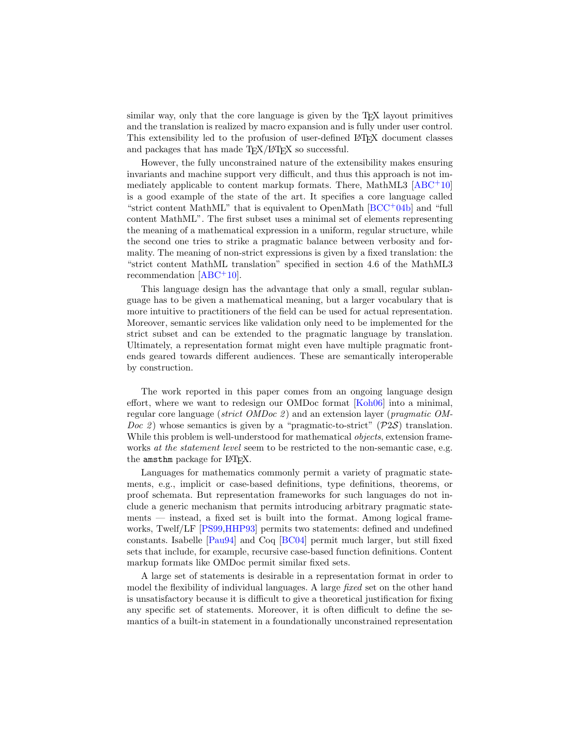similar way, only that the core language is given by the TEX layout primitives and the translation is realized by macro expansion and is fully under user control. This extensibility led to the profusion of user-defined LATEX document classes and packages that has made TEX/LATEX so successful.

However, the fully unconstrained nature of the extensibility makes ensuring invariants and machine support very difficult, and thus this approach is not immediately applicable to content markup formats. There, MathML3 [ABC+10] is a good example of the state of the art. It specifies a core language called "strict content MathML" that is equivalent to OpenMath [BCC+04b] and "full content MathML". The first subset uses a minimal set of elements representing the meaning of a mathematical expression in a uniform, regular structure, while the second one tries to strike a pragmatic balance between verbosity and formality. The meaning of non-strict expressions is given by a fixed translation: the "strict content MathML translation" specified in section 4.6 of the MathML3 recommendation [ABC+10].

This language design has the advantage that only a small, regular sublanguage has to be given a mathematical meaning, but a larger vocabulary that is more intuitive to practitioners of the field can be used for actual representation. Moreover, semantic services like validation only need to be implemented for the strict subset and can be extended to the pragmatic language by translation. Ultimately, a representation format might even have multiple pragmatic front-ends geared towards different audiences. These are semantically interoperable by construction.

The work reported in this paper comes from an ongoing language design effort, where we want to redesign our OMDoc format [Koh06] into a minimal, regular core language (*strict OMDoc 2*) and an extension layer (*pragmatic OMDoc 2*) whose semantics is given by a "pragmatic-to-strict" ($\mathcal{P}2\mathcal{S}$) translation. While this problem is well-understood for mathematical *objects*, extension frameworks *at the statement level* seem to be restricted to the non-semantic case, e.g. the `amsthm` package for LATEX.

Languages for mathematics commonly permit a variety of pragmatic statements, e.g., implicit or case-based definitions, type definitions, theorems, or proof schemata. But representation frameworks for such languages do not include a generic mechanism that permits introducing arbitrary pragmatic statements — instead, a fixed set is built into the format. Among logical frameworks, Twelf/LF [PS99,HHP93] permits two statements: defined and undefined constants. Isabelle [Pau94] and Coq [BC04] permit much larger, but still fixed sets that include, for example, recursive case-based function definitions. Content markup formats like OMDoc permit similar fixed sets.

A large set of statements is desirable in a representation format in order to model the flexibility of individual languages. A large *fixed* set on the other hand is unsatisfactory because it is difficult to give a theoretical justification for fixing any specific set of statements. Moreover, it is often difficult to define the semantics of a built-in statement in a foundationally unconstrained representation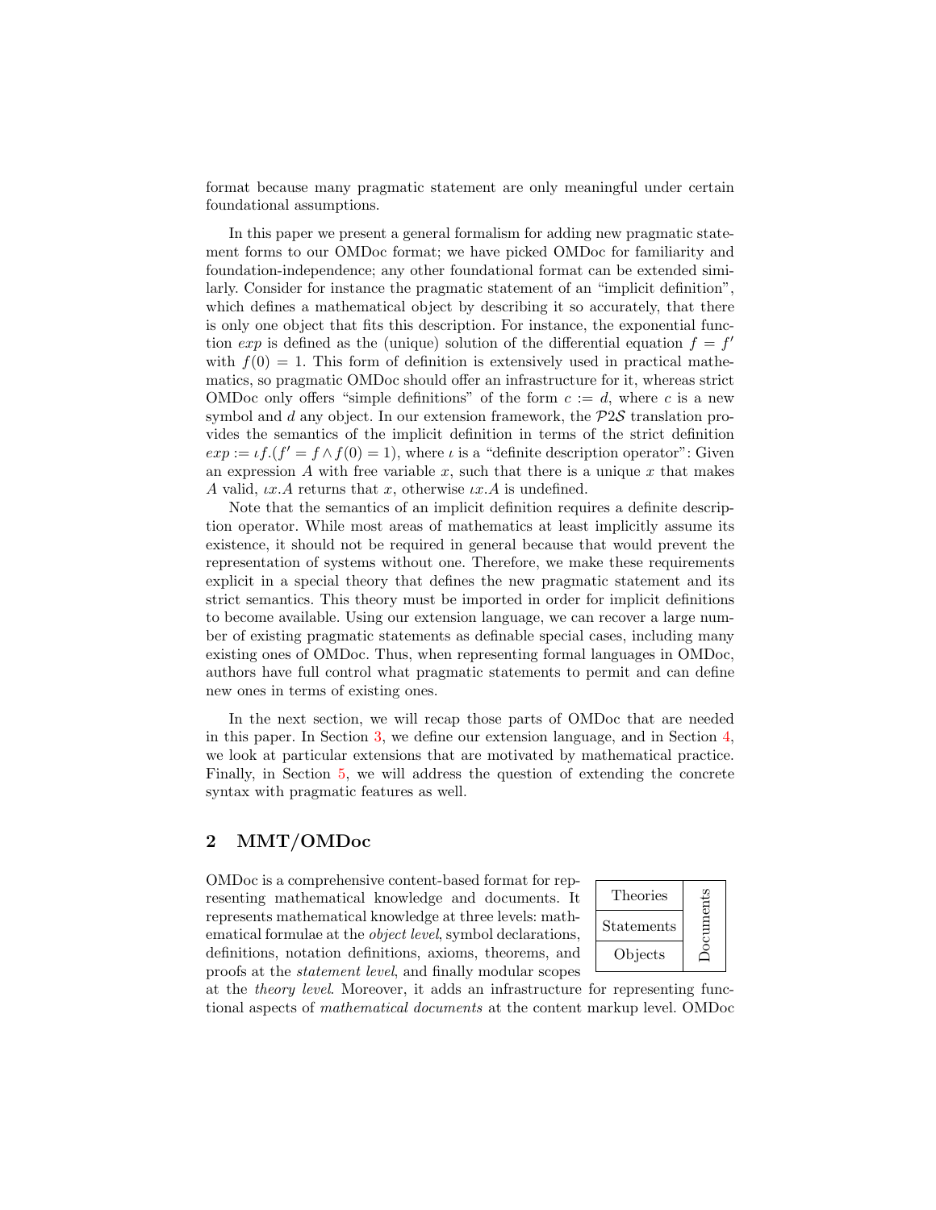format because many pragmatic statement are only meaningful under certain foundational assumptions.

In this paper we present a general formalism for adding new pragmatic statement forms to our OMDoc format; we have picked OMDoc for familiarity and foundation-independence; any other foundational format can be extended similarly. Consider for instance the pragmatic statement of an "implicit definition", which defines a mathematical object by describing it so accurately, that there is only one object that fits this description. For instance, the exponential function *exp* is defined as the (unique) solution of the differential equation $f = f'$ with $f(0) = 1$. This form of definition is extensively used in practical mathematics, so pragmatic OMDoc should offer an infrastructure for it, whereas strict OMDoc only offers "simple definitions" of the form $c := d$, where $c$ is a new symbol and $d$ any object. In our extension framework, the $\mathcal{P}2\mathcal{S}$ translation provides the semantics of the implicit definition in terms of the strict definition $exp := \iota f.(f' = f \wedge f(0) = 1)$, where $\iota$ is a "definite description operator": Given an expression $A$ with free variable $x$, such that there is a unique $x$ that makes $A$ valid, $\iota x.A$ returns that $x$, otherwise $\iota x.A$ is undefined.

Note that the semantics of an implicit definition requires a definite description operator. While most areas of mathematics at least implicitly assume its existence, it should not be required in general because that would prevent the representation of systems without one. Therefore, we make these requirements explicit in a special theory that defines the new pragmatic statement and its strict semantics. This theory must be imported in order for implicit definitions to become available. Using our extension language, we can recover a large number of existing pragmatic statements as definable special cases, including many existing ones of OMDoc. Thus, when representing formal languages in OMDoc, authors have full control what pragmatic statements to permit and can define new ones in terms of existing ones.

In the next section, we will recap those parts of OMDoc that are needed in this paper. In Section 3, we define our extension language, and in Section 4, we look at particular extensions that are motivated by mathematical practice. Finally, in Section 5, we will address the question of extending the concrete syntax with pragmatic features as well.

## 2 MMT/OMDoc

| Theories | Documents |
|---|---|
| Statements | |
| Objects | |

OMDoc is a comprehensive content-based format for representing mathematical knowledge and documents. It represents mathematical knowledge at three levels: mathematical formulae at the *object level*, symbol declarations, definitions, notation definitions, axioms, theorems, and proofs at the *statement level*, and finally modular scopes at the *theory level*. Moreover, it adds an infrastructure for representing functional aspects of *mathematical documents* at the content markup level. OMDoc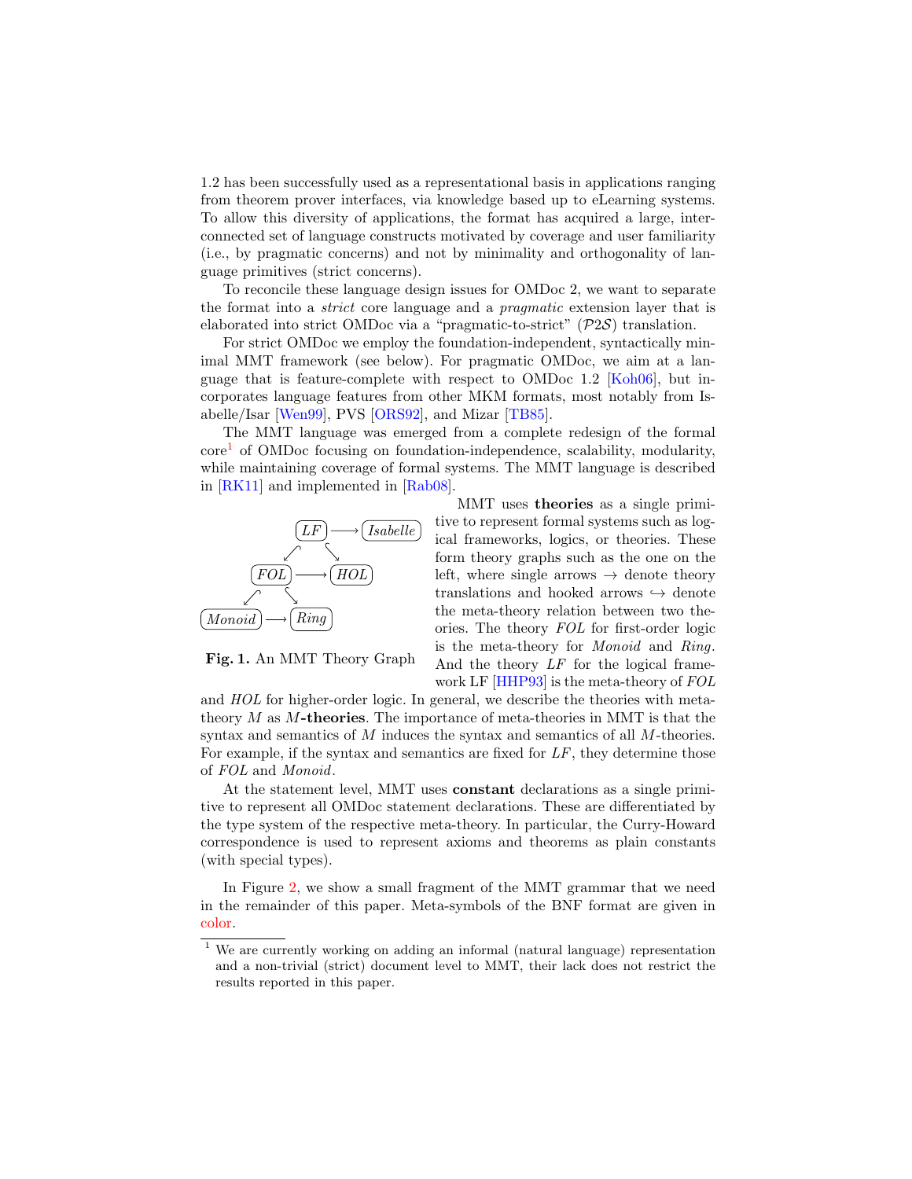1.2 has been successfully used as a representational basis in applications ranging from theorem prover interfaces, via knowledge based up to eLearning systems. To allow this diversity of applications, the format has acquired a large, interconnected set of language constructs motivated by coverage and user familiarity (i.e., by pragmatic concerns) and not by minimality and orthogonality of language primitives (strict concerns).

To reconcile these language design issues for OMDoc 2, we want to separate the format into a *strict* core language and a *pragmatic* extension layer that is elaborated into strict OMDoc via a "pragmatic-to-strict" ($\mathcal{P}2\mathcal{S}$) translation.

For strict OMDoc we employ the foundation-independent, syntactically minimal MMT framework (see below). For pragmatic OMDoc, we aim at a language that is feature-complete with respect to OMDoc 1.2 [Koh06], but incorporates language features from other MKM formats, most notably from Isabelle/Isar [Wen99], PVS [ORS92], and Mizar [TB85].

The MMT language was emerged from a complete redesign of the formal core[1] of OMDoc focusing on foundation-independence, scalability, modularity, while maintaining coverage of formal systems. The MMT language is described in [RK11] and implemented in [Rab08].

MMT uses **theories** as a single primitive to represent formal systems such as logical frameworks, logics, or theories. These form theory graphs such as the one on the left, where single arrows $\rightarrow$ denote theory translations and hooked arrows $\hookrightarrow$ denote the meta-theory relation between two theories. The theory *FOL* for first-order logic is the meta-theory for *Monoid* and *Ring*. And the theory *LF* for the logical framework LF [HHP93] is the meta-theory of *FOL* and *HOL* for higher-order logic. In general, we describe the theories with meta-theory $M$ as $M$**-theories**. The importance of meta-theories in MMT is that the syntax and semantics of $M$ induces the syntax and semantics of all $M$-theories. For example, if the syntax and semantics are fixed for *LF*, they determine those of *FOL* and *Monoid*.

**Fig. 1.** An MMT Theory Graph

At the statement level, MMT uses **constant** declarations as a single primitive to represent all OMDoc statement declarations. These are differentiated by the type system of the respective meta-theory. In particular, the Curry-Howard correspondence is used to represent axioms and theorems as plain constants (with special types).

In Figure 2, we show a small fragment of the MMT grammar that we need in the remainder of this paper. Meta-symbols of the BNF format are given in color.

[1] We are currently working on adding an informal (natural language) representation and a non-trivial (strict) document level to MMT, their lack does not restrict the results reported in this paper.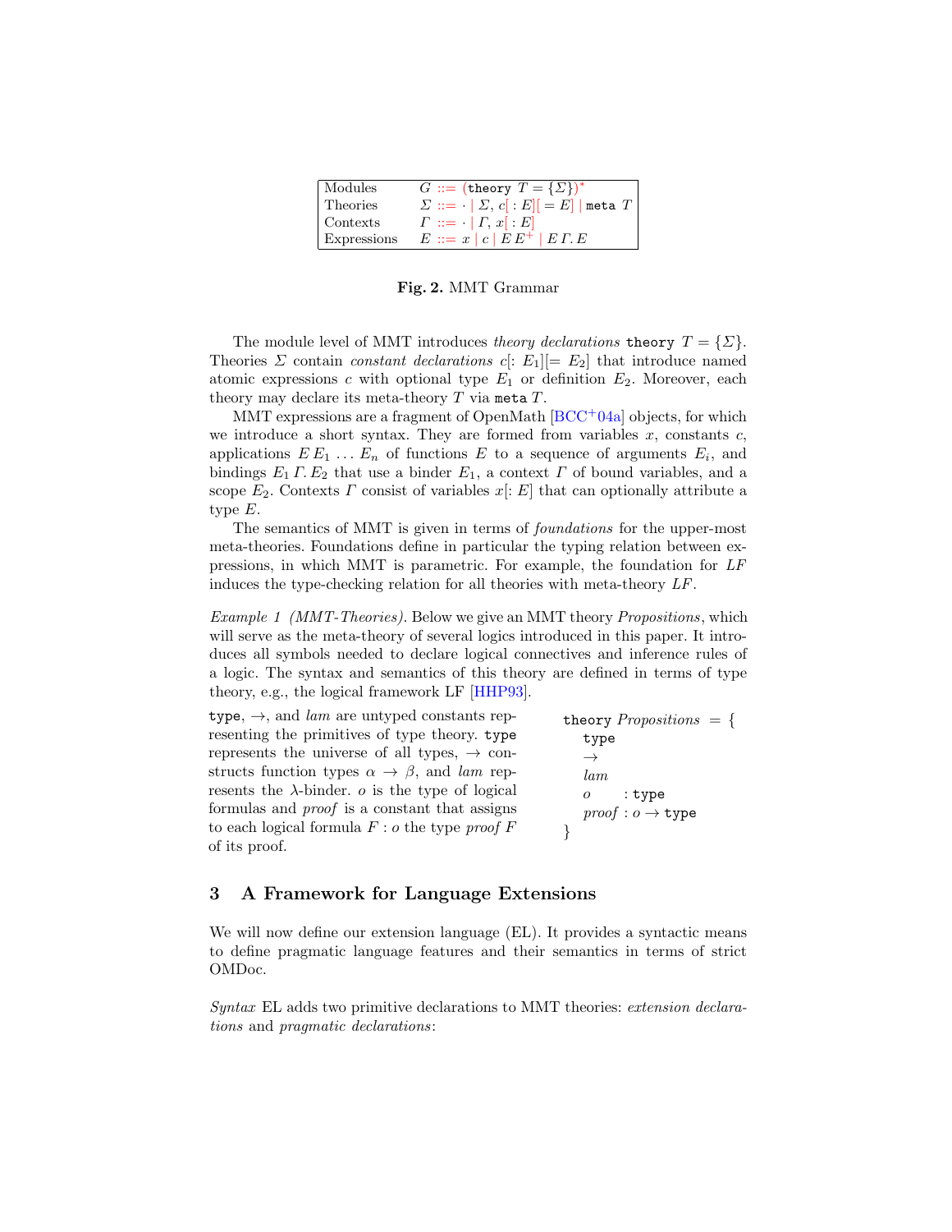| | |
|---|---|
| Modules | $G ::= (\texttt{theory}\ T = \{\Sigma\})^*$ |
| Theories | $\Sigma ::= \cdot \mid \Sigma,\ c[: E][= E] \mid \texttt{meta}\ T$ |
| Contexts | $\Gamma ::= \cdot \mid \Gamma,\ x[: E]$ |
| Expressions | $E ::= x \mid c \mid E\, E^+ \mid E\, \Gamma.\, E$ |

**Fig. 2.** MMT Grammar

The module level of MMT introduces *theory declarations* $\texttt{theory}\ T = \{\Sigma\}$. Theories $\Sigma$ contain *constant declarations* $c[: E_1][= E_2]$ that introduce named atomic expressions $c$ with optional type $E_1$ or definition $E_2$. Moreover, each theory may declare its meta-theory $T$ via $\texttt{meta}\ T$.

MMT expressions are a fragment of OpenMath [BCC+04a] objects, for which we introduce a short syntax. They are formed from variables $x$, constants $c$, applications $E\, E_1 \ldots E_n$ of functions $E$ to a sequence of arguments $E_i$, and bindings $E_1\, \Gamma.\, E_2$ that use a binder $E_1$, a context $\Gamma$ of bound variables, and a scope $E_2$. Contexts $\Gamma$ consist of variables $x[: E]$ that can optionally attribute a type $E$.

The semantics of MMT is given in terms of *foundations* for the upper-most meta-theories. Foundations define in particular the typing relation between expressions, in which MMT is parametric. For example, the foundation for *LF* induces the type-checking relation for all theories with meta-theory *LF*.

*Example 1 (MMT-Theories).* Below we give an MMT theory *Propositions*, which will serve as the meta-theory of several logics introduced in this paper. It introduces all symbols needed to declare logical connectives and inference rules of a logic. The syntax and semantics of this theory are defined in terms of type theory, e.g., the logical framework LF [HHP93].

$\texttt{type}$, $\rightarrow$, and *lam* are untyped constants representing the primitives of type theory. $\texttt{type}$ represents the universe of all types, $\rightarrow$ constructs function types $\alpha \rightarrow \beta$, and *lam* represents the $\lambda$-binder. $o$ is the type of logical formulas and *proof* is a constant that assigns to each logical formula $F : o$ the type *proof* $F$ of its proof.

$$
\begin{array}{l}
\texttt{theory}\ \textit{Propositions} = \{ \\
\quad \texttt{type} \\
\quad \rightarrow \\
\quad \textit{lam} \\
\quad o \quad\ : \texttt{type} \\
\quad \textit{proof} : o \rightarrow \texttt{type} \\
\}
\end{array}
$$

## 3 A Framework for Language Extensions

We will now define our extension language (EL). It provides a syntactic means to define pragmatic language features and their semantics in terms of strict OMDoc.

*Syntax* EL adds two primitive declarations to MMT theories: *extension declarations* and *pragmatic declarations*: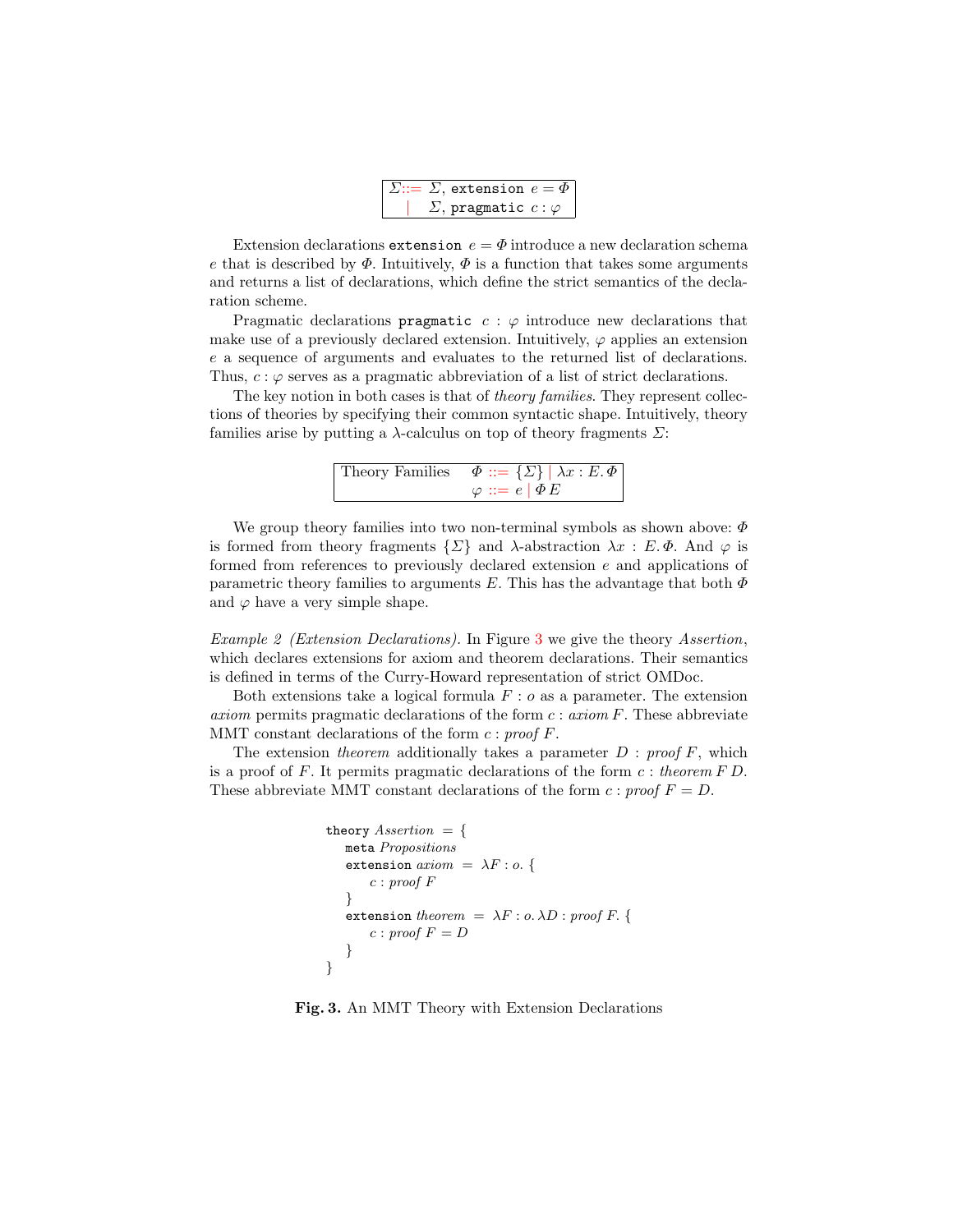$$\begin{array}{rl} \Sigma ::= & \Sigma, \texttt{extension}\ e = \Phi \\ \mid & \Sigma, \texttt{pragmatic}\ c : \varphi \end{array}$$

Extension declarations $\texttt{extension}\ e = \Phi$ introduce a new declaration schema $e$ that is described by $\Phi$. Intuitively, $\Phi$ is a function that takes some arguments and returns a list of declarations, which define the strict semantics of the declaration scheme.

Pragmatic declarations $\texttt{pragmatic}\ c : \varphi$ introduce new declarations that make use of a previously declared extension. Intuitively, $\varphi$ applies an extension $e$ a sequence of arguments and evaluates to the returned list of declarations. Thus, $c : \varphi$ serves as a pragmatic abbreviation of a list of strict declarations.

The key notion in both cases is that of *theory families*. They represent collections of theories by specifying their common syntactic shape. Intuitively, theory families arise by putting a $\lambda$-calculus on top of theory fragments $\Sigma$:

$$\text{Theory Families} \quad \begin{array}{l} \Phi ::= \{\Sigma\} \mid \lambda x : E.\, \Phi \\ \varphi ::= e \mid \Phi\, E \end{array}$$

We group theory families into two non-terminal symbols as shown above: $\Phi$ is formed from theory fragments $\{\Sigma\}$ and $\lambda$-abstraction $\lambda x : E.\, \Phi$. And $\varphi$ is formed from references to previously declared extension $e$ and applications of parametric theory families to arguments $E$. This has the advantage that both $\Phi$ and $\varphi$ have a very simple shape.

*Example 2 (Extension Declarations).* In Figure 3 we give the theory *Assertion*, which declares extensions for axiom and theorem declarations. Their semantics is defined in terms of the Curry-Howard representation of strict OMDoc.

Both extensions take a logical formula $F : o$ as a parameter. The extension *axiom* permits pragmatic declarations of the form $c : \mathit{axiom}\, F$. These abbreviate MMT constant declarations of the form $c : \mathit{proof}\, F$.

The extension *theorem* additionally takes a parameter $D : \mathit{proof}\, F$, which is a proof of $F$. It permits pragmatic declarations of the form $c : \mathit{theorem}\, F\, D$. These abbreviate MMT constant declarations of the form $c : \mathit{proof}\, F = D$.

```
theory Assertion = {
   meta Propositions
   extension axiom = λF : o. {
      c : proof F
   }
   extension theorem = λF : o. λD : proof F. {
      c : proof F = D
   }
}
```

**Fig. 3.** An MMT Theory with Extension Declarations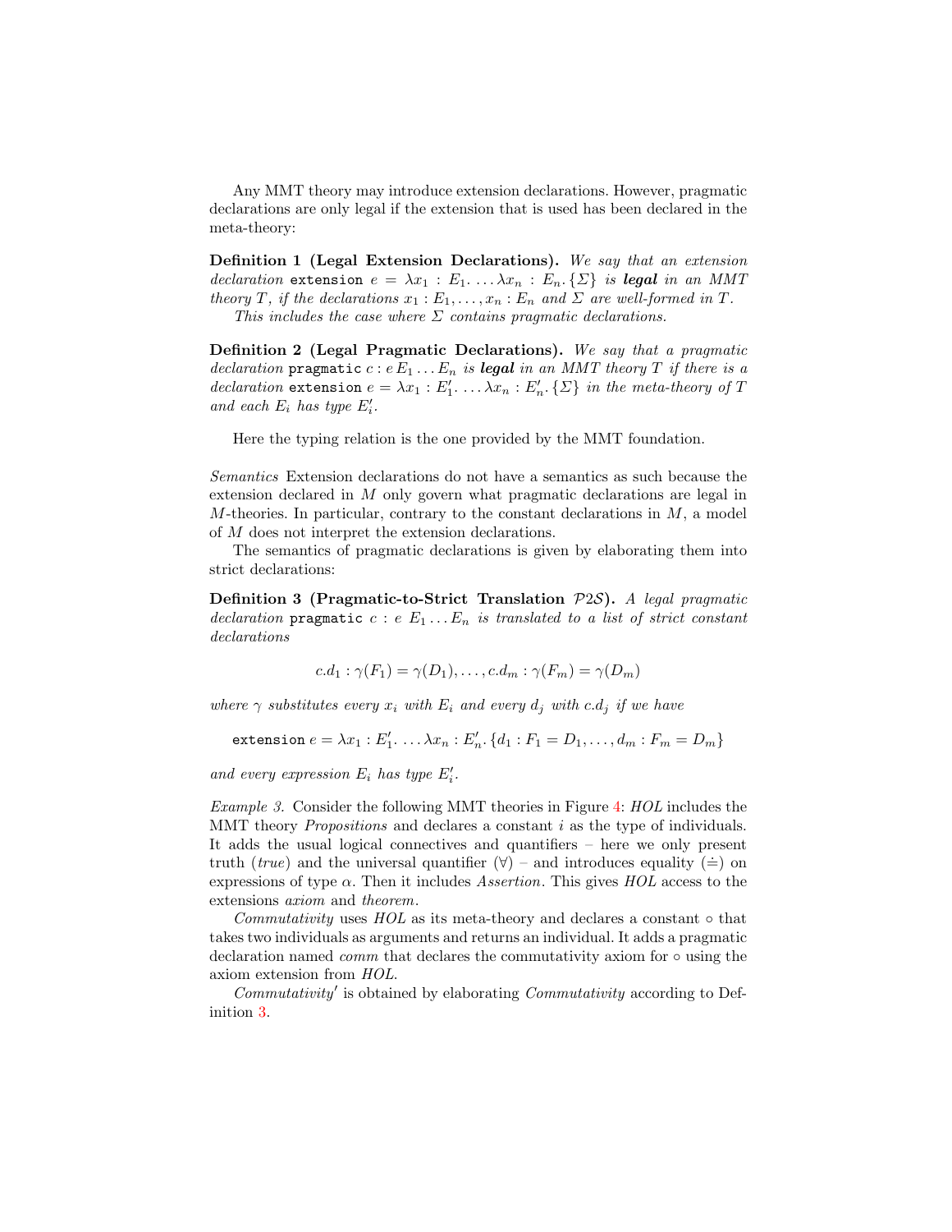Any MMT theory may introduce extension declarations. However, pragmatic declarations are only legal if the extension that is used has been declared in the meta-theory:

**Definition 1 (Legal Extension Declarations).** *We say that an extension declaration* `extension` $e = \lambda x_1 : E_1. \ldots \lambda x_n : E_n. \{\Sigma\}$ *is* ***legal*** *in an MMT theory* $T$*, if the declarations* $x_1 : E_1, \ldots, x_n : E_n$ *and* $\Sigma$ *are well-formed in* $T$*.*

*This includes the case where* $\Sigma$ *contains pragmatic declarations.*

**Definition 2 (Legal Pragmatic Declarations).** *We say that a pragmatic declaration* `pragmatic` $c : e\, E_1 \ldots E_n$ *is* ***legal*** *in an MMT theory* $T$ *if there is a declaration* `extension` $e = \lambda x_1 : E'_1. \ldots \lambda x_n : E'_n. \{\Sigma\}$ *in the meta-theory of* $T$ *and each* $E_i$ *has type* $E'_i$*.*

Here the typing relation is the one provided by the MMT foundation.

*Semantics* Extension declarations do not have a semantics as such because the extension declared in $M$ only govern what pragmatic declarations are legal in $M$-theories. In particular, contrary to the constant declarations in $M$, a model of $M$ does not interpret the extension declarations.

The semantics of pragmatic declarations is given by elaborating them into strict declarations:

**Definition 3 (Pragmatic-to-Strict Translation $\mathcal{P}2\mathcal{S}$).** *A legal pragmatic declaration* `pragmatic` $c : e\ E_1 \ldots E_n$ *is translated to a list of strict constant declarations*

$$c.d_1 : \gamma(F_1) = \gamma(D_1), \ldots, c.d_m : \gamma(F_m) = \gamma(D_m)$$

*where* $\gamma$ *substitutes every* $x_i$ *with* $E_i$ *and every* $d_j$ *with* $c.d_j$ *if we have*

$$\texttt{extension}\ e = \lambda x_1 : E'_1. \ldots \lambda x_n : E'_n. \{d_1 : F_1 = D_1, \ldots, d_m : F_m = D_m\}$$

*and every expression* $E_i$ *has type* $E'_i$*.*

*Example 3.* Consider the following MMT theories in Figure 4: *HOL* includes the MMT theory *Propositions* and declares a constant $i$ as the type of individuals. It adds the usual logical connectives and quantifiers – here we only present truth (*true*) and the universal quantifier ($\forall$) – and introduces equality ($\doteq$) on expressions of type $\alpha$. Then it includes *Assertion*. This gives *HOL* access to the extensions *axiom* and *theorem*.

*Commutativity* uses *HOL* as its meta-theory and declares a constant $\circ$ that takes two individuals as arguments and returns an individual. It adds a pragmatic declaration named *comm* that declares the commutativity axiom for $\circ$ using the axiom extension from *HOL*.

*Commutativity*$'$ is obtained by elaborating *Commutativity* according to Definition 3.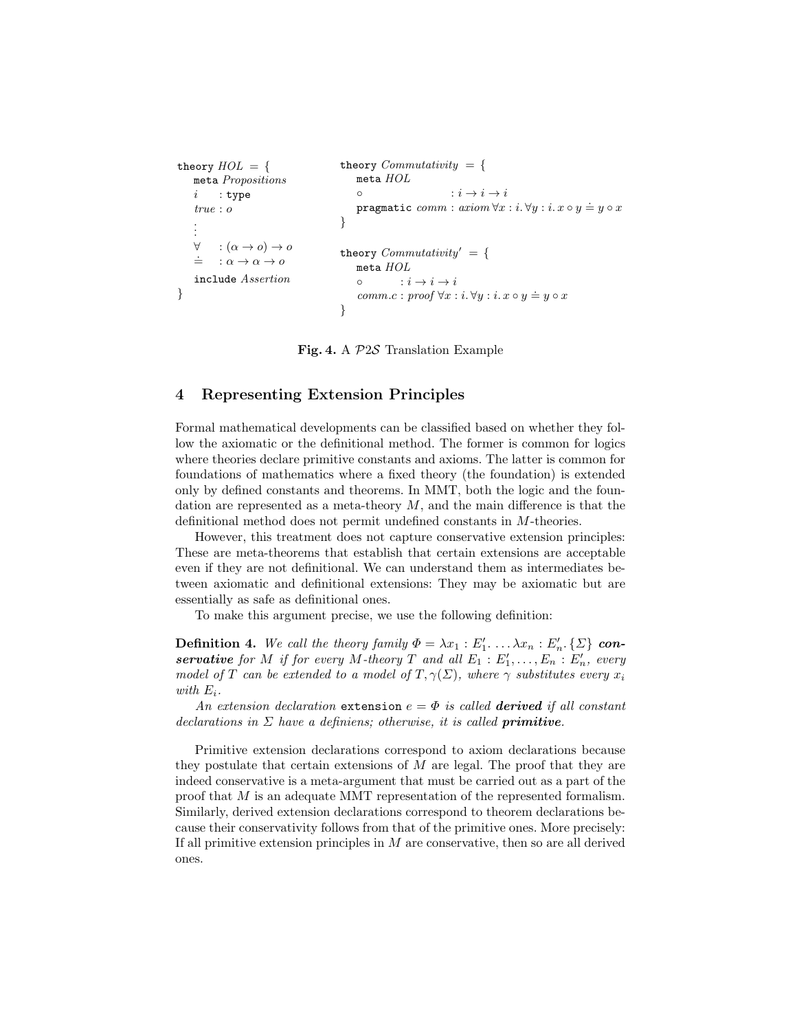```
theory HOL = {
  meta Propositions
  i    : type
  true : o
  ⋮
  ∀    : (α → o) → o
  ≐    : α → α → o
  include Assertion
}
```

```
theory Commutativity = {
  meta HOL
  ∘                  : i → i → i
  pragmatic comm : axiom ∀x : i. ∀y : i. x ∘ y ≐ y ∘ x
}

theory Commutativity′ = {
  meta HOL
  ∘          : i → i → i
  comm.c : proof ∀x : i. ∀y : i. x ∘ y ≐ y ∘ x
}
```

**Fig. 4.** A $\mathcal{P}2\mathcal{S}$ Translation Example

## 4 Representing Extension Principles

Formal mathematical developments can be classified based on whether they follow the axiomatic or the definitional method. The former is common for logics where theories declare primitive constants and axioms. The latter is common for foundations of mathematics where a fixed theory (the foundation) is extended only by defined constants and theorems. In MMT, both the logic and the foundation are represented as a meta-theory $M$, and the main difference is that the definitional method does not permit undefined constants in $M$-theories.

However, this treatment does not capture conservative extension principles: These are meta-theorems that establish that certain extensions are acceptable even if they are not definitional. We can understand them as intermediates between axiomatic and definitional extensions: They may be axiomatic but are essentially as safe as definitional ones.

To make this argument precise, we use the following definition:

**Definition 4.** *We call the theory family $\Phi = \lambda x_1 : E'_1. \ldots \lambda x_n : E'_n. \{\Sigma\}$ **conservative** for $M$ if for every $M$-theory $T$ and all $E_1 : E'_1, \ldots, E_n : E'_n$, every model of $T$ can be extended to a model of $T, \gamma(\Sigma)$, where $\gamma$ substitutes every $x_i$ with $E_i$.*

*An extension declaration* `extension` $e = \Phi$ *is called **derived** if all constant declarations in $\Sigma$ have a definiens; otherwise, it is called **primitive**.*

Primitive extension declarations correspond to axiom declarations because they postulate that certain extensions of $M$ are legal. The proof that they are indeed conservative is a meta-argument that must be carried out as a part of the proof that $M$ is an adequate MMT representation of the represented formalism. Similarly, derived extension declarations correspond to theorem declarations because their conservativity follows from that of the primitive ones. More precisely: If all primitive extension principles in $M$ are conservative, then so are all derived ones.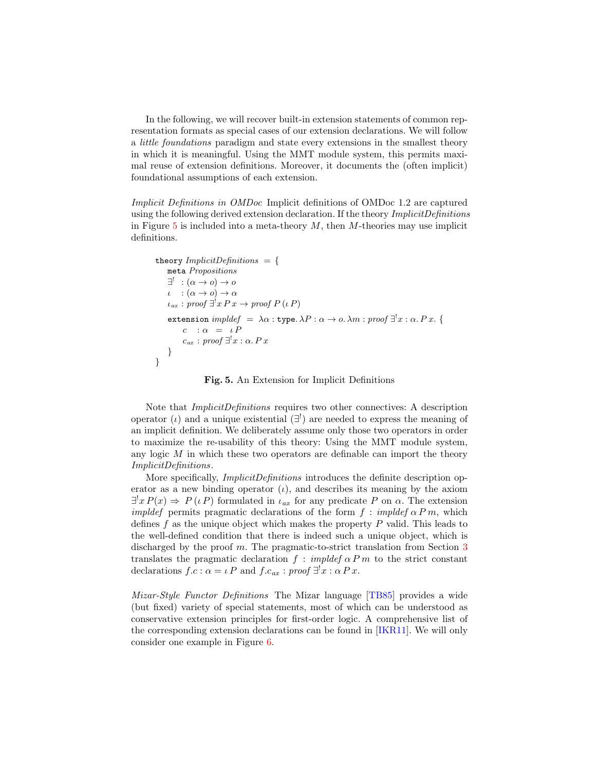In the following, we will recover built-in extension statements of common representation formats as special cases of our extension declarations. We will follow a *little foundations* paradigm and state every extensions in the smallest theory in which it is meaningful. Using the MMT module system, this permits maximal reuse of extension definitions. Moreover, it documents the (often implicit) foundational assumptions of each extension.

*Implicit Definitions in OMDoc* Implicit definitions of OMDoc 1.2 are captured using the following derived extension declaration. If the theory *ImplicitDefinitions* in Figure 5 is included into a meta-theory $M$, then $M$-theories may use implicit definitions.

$$
\begin{array}{l}
\texttt{theory}\ \mathit{ImplicitDefinitions}\ = \{\\
\quad \texttt{meta}\ \mathit{Propositions}\\
\quad \exists^! \ : (\alpha \to o) \to o\\
\quad \iota \quad : (\alpha \to o) \to \alpha\\
\quad \iota_{ax} : \mathit{proof}\ \exists^! x\, P\, x \to \mathit{proof}\ P\, (\iota\, P)\\
\quad \texttt{extension}\ \mathit{impldef}\ = \ \lambda\alpha : \texttt{type}.\, \lambda P : \alpha \to o.\, \lambda m : \mathit{proof}\ \exists^! x : \alpha.\, P\, x.\ \{\\
\qquad c \quad : \alpha \ = \ \iota\, P\\
\qquad c_{ax} : \mathit{proof}\ \exists^! x : \alpha.\, P\, x\\
\quad \}\\
\}
\end{array}
$$

**Fig. 5.** An Extension for Implicit Definitions

Note that *ImplicitDefinitions* requires two other connectives: A description operator ($\iota$) and a unique existential ($\exists^!$) are needed to express the meaning of an implicit definition. We deliberately assume only those two operators in order to maximize the re-usability of this theory: Using the MMT module system, any logic $M$ in which these two operators are definable can import the theory *ImplicitDefinitions*.

More specifically, *ImplicitDefinitions* introduces the definite description operator as a new binding operator ($\iota$), and describes its meaning by the axiom $\exists^! x\, P(x) \Rightarrow P\,(\iota\, P)$ formulated in $\iota_{ax}$ for any predicate $P$ on $\alpha$. The extension *impldef* permits pragmatic declarations of the form $f : \mathit{impldef}\ \alpha\, P\, m$, which defines $f$ as the unique object which makes the property $P$ valid. This leads to the well-defined condition that there is indeed such a unique object, which is discharged by the proof $m$. The pragmatic-to-strict translation from Section 3 translates the pragmatic declaration $f : \mathit{impldef}\ \alpha\, P\, m$ to the strict constant declarations $f.c : \alpha = \iota\, P$ and $f.c_{ax} : \mathit{proof}\ \exists^! x : \alpha\, P\, x$.

*Mizar-Style Functor Definitions* The Mizar language [TB85] provides a wide (but fixed) variety of special statements, most of which can be understood as conservative extension principles for first-order logic. A comprehensive list of the corresponding extension declarations can be found in [IKR11]. We will only consider one example in Figure 6.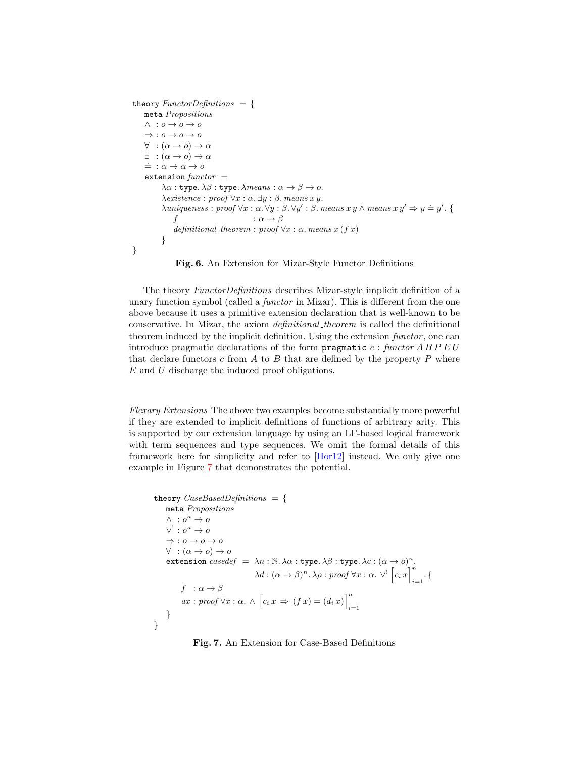```
theory FunctorDefinitions = {
   meta Propositions
   ∧  : o → o → o
   ⇒ : o → o → o
   ∀  : (α → o) → α
   ∃  : (α → o) → α
   ≐ : α → α → o
   extension functor =
        λα : type. λβ : type. λmeans : α → β → o.
        λexistence : proof ∀x : α. ∃y : β. means x y.
        λuniqueness : proof ∀x : α. ∀y : β. ∀y′ : β. means x y ∧ means x y′ ⇒ y ≐ y′. {
            f                          : α → β
            definitional_theorem : proof ∀x : α. means x (f x)
        }
}
```

**Fig. 6.** An Extension for Mizar-Style Functor Definitions

The theory *FunctorDefinitions* describes Mizar-style implicit definition of a unary function symbol (called a *functor* in Mizar). This is different from the one above because it uses a primitive extension declaration that is well-known to be conservative. In Mizar, the axiom *definitional_theorem* is called the definitional theorem induced by the implicit definition. Using the extension *functor*, one can introduce pragmatic declarations of the form `pragmatic` $c$ : *functor* $A\,B\,P\,E\,U$ that declare functors $c$ from $A$ to $B$ that are defined by the property $P$ where $E$ and $U$ discharge the induced proof obligations.

*Flexary Extensions* The above two examples become substantially more powerful if they are extended to implicit definitions of functions of arbitrary arity. This is supported by our extension language by using an LF-based logical framework with term sequences and type sequences. We omit the formal details of this framework here for simplicity and refer to [Hor12] instead. We only give one example in Figure 7 that demonstrates the potential.

```
theory CaseBasedDefinitions = {
   meta Propositions
   ∧  : oⁿ → o
   ∨! : oⁿ → o
   ⇒ : o → o → o
   ∀  : (α → o) → o
   extension casedef = λn : ℕ. λα : type. λβ : type. λc : (α → o)ⁿ.
                        λd : (α → β)ⁿ. λρ : proof ∀x : α. ∨! [c_i x]_{i=1}^n . {
        f  : α → β
        ax : proof ∀x : α. ∧ [c_i x ⇒ (f x) = (d_i x)]_{i=1}^n
   }
}
```

**Fig. 7.** An Extension for Case-Based Definitions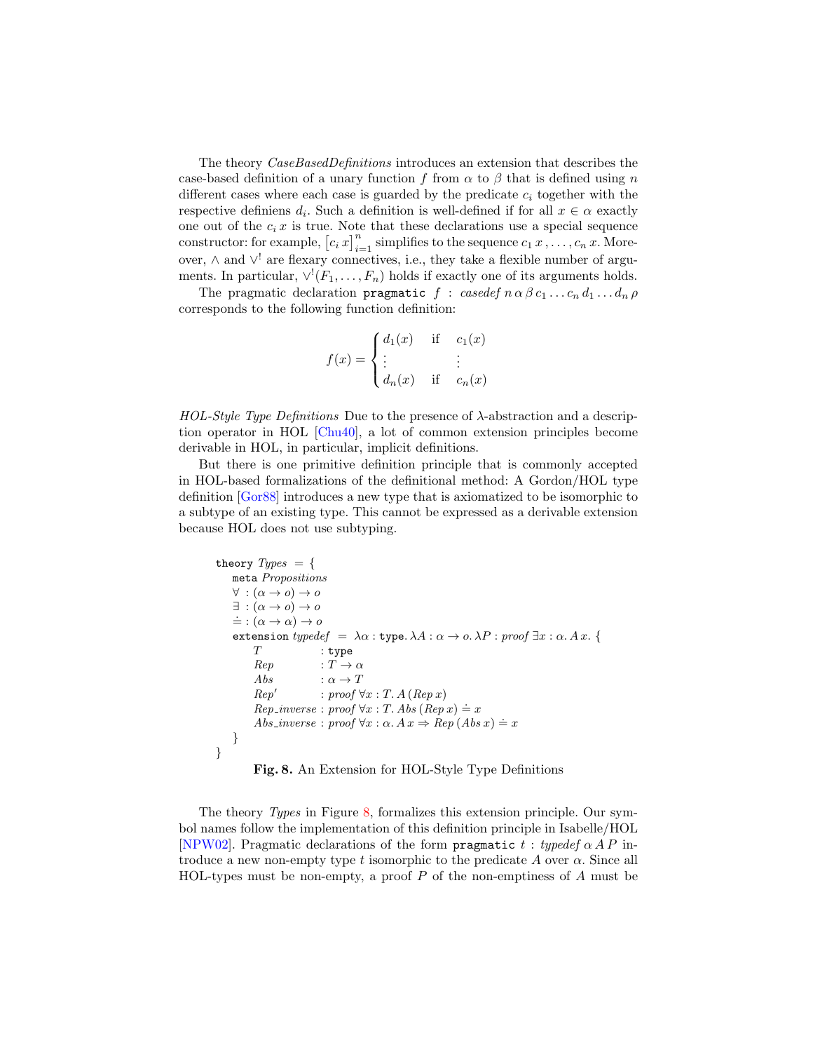The theory *CaseBasedDefinitions* introduces an extension that describes the case-based definition of a unary function $f$ from $\alpha$ to $\beta$ that is defined using $n$ different cases where each case is guarded by the predicate $c_i$ together with the respective definiens $d_i$. Such a definition is well-defined if for all $x \in \alpha$ exactly one out of the $c_i\,x$ is true. Note that these declarations use a special sequence constructor: for example, $\left[c_i\,x\right]_{i=1}^{n}$ simplifies to the sequence $c_1\,x, \ldots, c_n\,x$. Moreover, $\wedge$ and $\vee^!$ are flexary connectives, i.e., they take a flexible number of arguments. In particular, $\vee^!(F_1, \ldots, F_n)$ holds if exactly one of its arguments holds.

The pragmatic declaration `pragmatic` $f$ : $\mathit{casedef}\; n\,\alpha\,\beta\,c_1 \ldots c_n\,d_1 \ldots d_n\,\rho$ corresponds to the following function definition:

$$f(x) = \begin{cases} d_1(x) & \text{if} \quad c_1(x) \\ \vdots & \quad\;\; \vdots \\ d_n(x) & \text{if} \quad c_n(x) \end{cases}$$

*HOL-Style Type Definitions* Due to the presence of $\lambda$-abstraction and a description operator in HOL [Chu40], a lot of common extension principles become derivable in HOL, in particular, implicit definitions.

But there is one primitive definition principle that is commonly accepted in HOL-based formalizations of the definitional method: A Gordon/HOL type definition [Gor88] introduces a new type that is axiomatized to be isomorphic to a subtype of an existing type. This cannot be expressed as a derivable extension because HOL does not use subtyping.

```
theory Types = {
   meta Propositions
   ∀ : (α → o) → o
   ∃ : (α → o) → o
   ≐ : (α → α) → o
   extension typedef = λα : type. λA : α → o. λP : proof ∃x : α. A x. {
       T             : type
       Rep           : T → α
       Abs           : α → T
       Rep′          : proof ∀x : T. A (Rep x)
       Rep_inverse   : proof ∀x : T. Abs (Rep x) ≐ x
       Abs_inverse   : proof ∀x : α. A x ⇒ Rep (Abs x) ≐ x
   }
}
```

**Fig. 8.** An Extension for HOL-Style Type Definitions

The theory *Types* in Figure 8, formalizes this extension principle. Our symbol names follow the implementation of this definition principle in Isabelle/HOL [NPW02]. Pragmatic declarations of the form `pragmatic` $t$ : $\mathit{typedef}\;\alpha\,A\,P$ introduce a new non-empty type $t$ isomorphic to the predicate $A$ over $\alpha$. Since all HOL-types must be non-empty, a proof $P$ of the non-emptiness of $A$ must be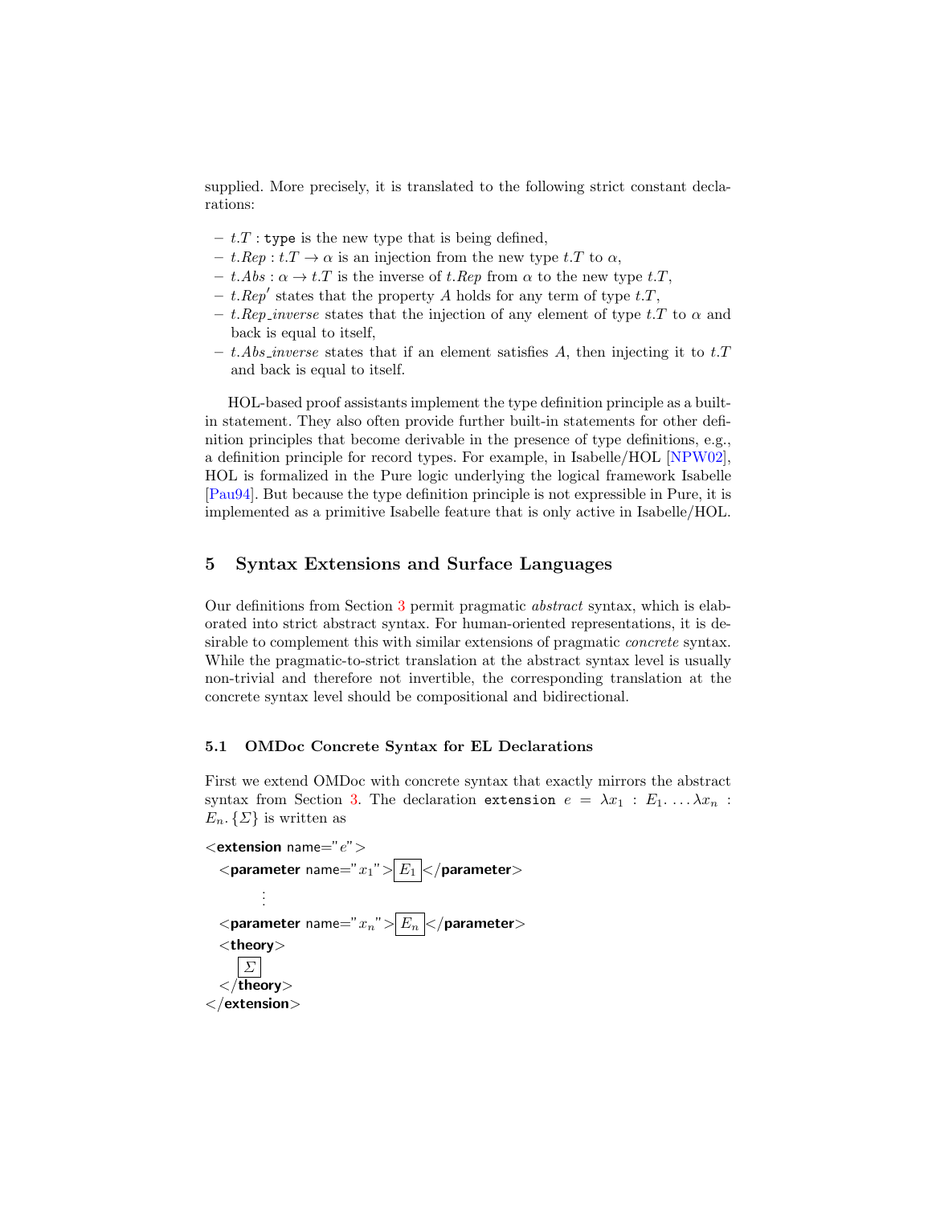supplied. More precisely, it is translated to the following strict constant declarations:

- $t.T$ : `type` is the new type that is being defined,
- $t.Rep : t.T \to \alpha$ is an injection from the new type $t.T$ to $\alpha$,
- $t.Abs : \alpha \to t.T$ is the inverse of $t.Rep$ from $\alpha$ to the new type $t.T$,
- $t.Rep'$ states that the property $A$ holds for any term of type $t.T$,
- $t.Rep\_inverse$ states that the injection of any element of type $t.T$ to $\alpha$ and back is equal to itself,
- $t.Abs\_inverse$ states that if an element satisfies $A$, then injecting it to $t.T$ and back is equal to itself.

HOL-based proof assistants implement the type definition principle as a built-in statement. They also often provide further built-in statements for other definition principles that become derivable in the presence of type definitions, e.g., a definition principle for record types. For example, in Isabelle/HOL [NPW02], HOL is formalized in the Pure logic underlying the logical framework Isabelle [Pau94]. But because the type definition principle is not expressible in Pure, it is implemented as a primitive Isabelle feature that is only active in Isabelle/HOL.

## 5 Syntax Extensions and Surface Languages

Our definitions from Section 3 permit pragmatic *abstract* syntax, which is elaborated into strict abstract syntax. For human-oriented representations, it is desirable to complement this with similar extensions of pragmatic *concrete* syntax. While the pragmatic-to-strict translation at the abstract syntax level is usually non-trivial and therefore not invertible, the corresponding translation at the concrete syntax level should be compositional and bidirectional.

### 5.1 OMDoc Concrete Syntax for EL Declarations

First we extend OMDoc with concrete syntax that exactly mirrors the abstract syntax from Section 3. The declaration `extension` $e = \lambda x_1 : E_1. \ldots \lambda x_n : E_n. \{\Sigma\}$ is written as

```
<extension name="e">
  <parameter name="x1"> E1 </parameter>
      ⋮
  <parameter name="xn"> En </parameter>
  <theory>
    Σ
  </theory>
</extension>
```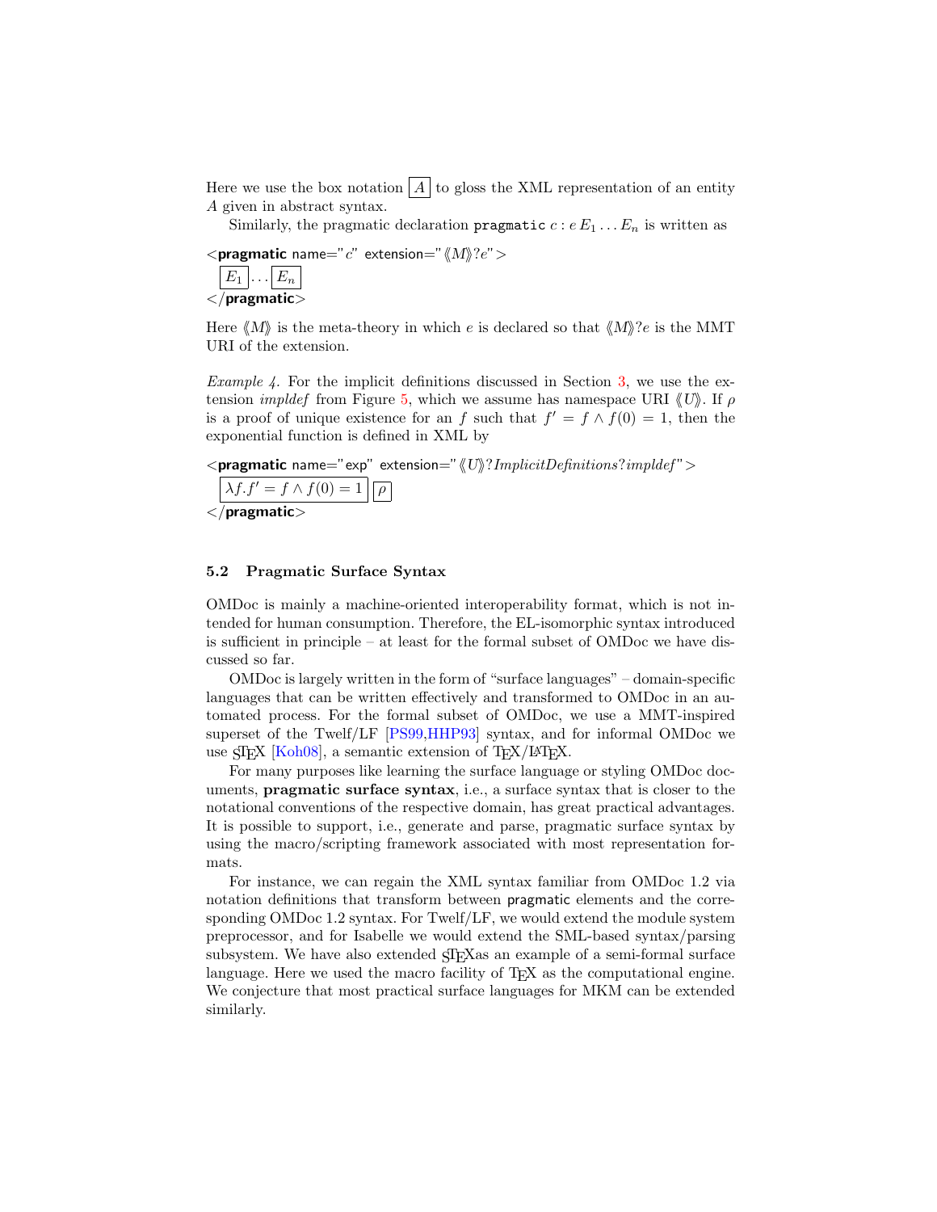Here we use the box notation $\boxed{A}$ to gloss the XML representation of an entity $A$ given in abstract syntax.

Similarly, the pragmatic declaration `pragmatic` $c : e\, E_1 \ldots E_n$ is written as

<**pragmatic** name="$c$" extension="$\langle\!\langle M \rangle\!\rangle?e$">
  $\boxed{E_1} \ldots \boxed{E_n}$
</**pragmatic**>

Here $\langle\!\langle M \rangle\!\rangle$ is the meta-theory in which $e$ is declared so that $\langle\!\langle M \rangle\!\rangle?e$ is the MMT URI of the extension.

*Example 4.* For the implicit definitions discussed in Section 3, we use the extension *impldef* from Figure 5, which we assume has namespace URI $\langle\!\langle U \rangle\!\rangle$. If $\rho$ is a proof of unique existence for an $f$ such that $f' = f \wedge f(0) = 1$, then the exponential function is defined in XML by

<**pragmatic** name="exp" extension="$\langle\!\langle U \rangle\!\rangle?ImplicitDefinitions?impldef$">
  $\boxed{\lambda f. f' = f \wedge f(0) = 1}\ \boxed{\rho}$
</**pragmatic**>

### 5.2 Pragmatic Surface Syntax

OMDoc is mainly a machine-oriented interoperability format, which is not intended for human consumption. Therefore, the EL-isomorphic syntax introduced is sufficient in principle – at least for the formal subset of OMDoc we have discussed so far.

OMDoc is largely written in the form of "surface languages" – domain-specific languages that can be written effectively and transformed to OMDoc in an automated process. For the formal subset of OMDoc, we use a MMT-inspired superset of the Twelf/LF [PS99,HHP93] syntax, and for informal OMDoc we use sTeX [Koh08], a semantic extension of TeX/LaTeX.

For many purposes like learning the surface language or styling OMDoc documents, **pragmatic surface syntax**, i.e., a surface syntax that is closer to the notational conventions of the respective domain, has great practical advantages. It is possible to support, i.e., generate and parse, pragmatic surface syntax by using the macro/scripting framework associated with most representation formats.

For instance, we can regain the XML syntax familiar from OMDoc 1.2 via notation definitions that transform between pragmatic elements and the corresponding OMDoc 1.2 syntax. For Twelf/LF, we would extend the module system preprocessor, and for Isabelle we would extend the SML-based syntax/parsing subsystem. We have also extended sTeXas an example of a semi-formal surface language. Here we used the macro facility of TeX as the computational engine. We conjecture that most practical surface languages for MKM can be extended similarly.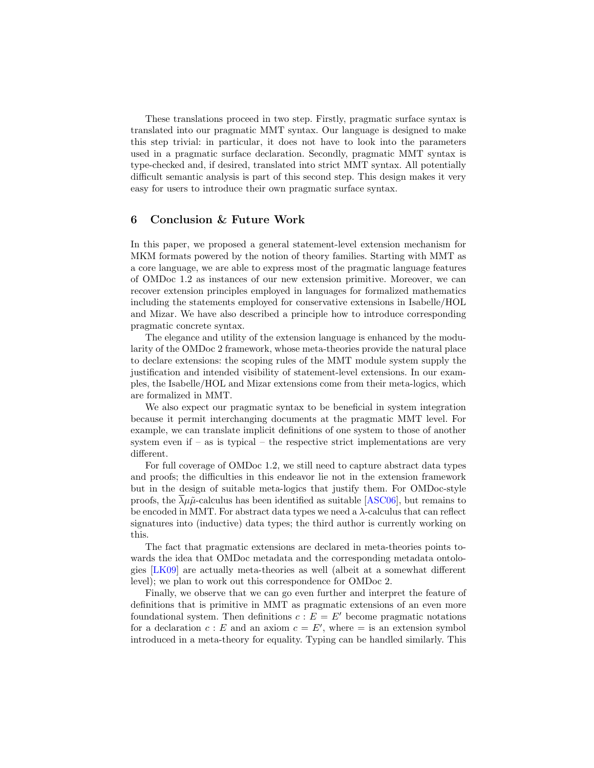These translations proceed in two step. Firstly, pragmatic surface syntax is translated into our pragmatic MMT syntax. Our language is designed to make this step trivial: in particular, it does not have to look into the parameters used in a pragmatic surface declaration. Secondly, pragmatic MMT syntax is type-checked and, if desired, translated into strict MMT syntax. All potentially difficult semantic analysis is part of this second step. This design makes it very easy for users to introduce their own pragmatic surface syntax.

## 6 Conclusion & Future Work

In this paper, we proposed a general statement-level extension mechanism for MKM formats powered by the notion of theory families. Starting with MMT as a core language, we are able to express most of the pragmatic language features of OMDoc 1.2 as instances of our new extension primitive. Moreover, we can recover extension principles employed in languages for formalized mathematics including the statements employed for conservative extensions in Isabelle/HOL and Mizar. We have also described a principle how to introduce corresponding pragmatic concrete syntax.

The elegance and utility of the extension language is enhanced by the modularity of the OMDoc 2 framework, whose meta-theories provide the natural place to declare extensions: the scoping rules of the MMT module system supply the justification and intended visibility of statement-level extensions. In our examples, the Isabelle/HOL and Mizar extensions come from their meta-logics, which are formalized in MMT.

We also expect our pragmatic syntax to be beneficial in system integration because it permit interchanging documents at the pragmatic MMT level. For example, we can translate implicit definitions of one system to those of another system even if – as is typical – the respective strict implementations are very different.

For full coverage of OMDoc 1.2, we still need to capture abstract data types and proofs; the difficulties in this endeavor lie not in the extension framework but in the design of suitable meta-logics that justify them. For OMDoc-style proofs, the $\overline{\lambda}\mu\tilde{\mu}$-calculus has been identified as suitable [ASC06], but remains to be encoded in MMT. For abstract data types we need a $\lambda$-calculus that can reflect signatures into (inductive) data types; the third author is currently working on this.

The fact that pragmatic extensions are declared in meta-theories points towards the idea that OMDoc metadata and the corresponding metadata ontologies [LK09] are actually meta-theories as well (albeit at a somewhat different level); we plan to work out this correspondence for OMDoc 2.

Finally, we observe that we can go even further and interpret the feature of definitions that is primitive in MMT as pragmatic extensions of an even more foundational system. Then definitions $c : E = E'$ become pragmatic notations for a declaration $c : E$ and an axiom $c = E'$, where $=$ is an extension symbol introduced in a meta-theory for equality. Typing can be handled similarly. This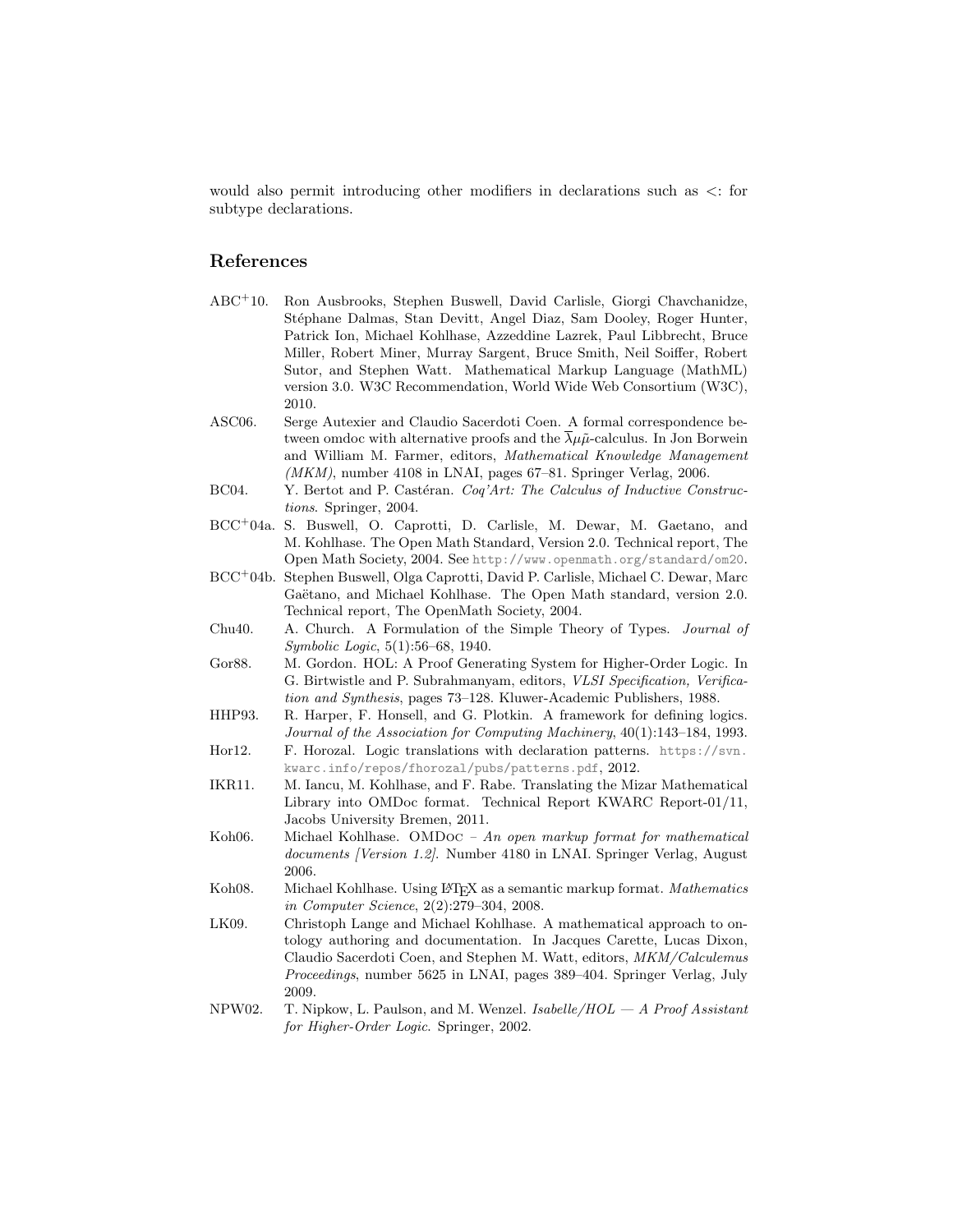would also permit introducing other modifiers in declarations such as <: for subtype declarations.

## References

ABC[+]10. Ron Ausbrooks, Stephen Buswell, David Carlisle, Giorgi Chavchanidze, Stéphane Dalmas, Stan Devitt, Angel Diaz, Sam Dooley, Roger Hunter, Patrick Ion, Michael Kohlhase, Azzeddine Lazrek, Paul Libbrecht, Bruce Miller, Robert Miner, Murray Sargent, Bruce Smith, Neil Soiffer, Robert Sutor, and Stephen Watt. Mathematical Markup Language (MathML) version 3.0. W3C Recommendation, World Wide Web Consortium (W3C), 2010.

ASC06. Serge Autexier and Claudio Sacerdoti Coen. A formal correspondence between omdoc with alternative proofs and the $\overline{\lambda}\mu\tilde{\mu}$-calculus. In Jon Borwein and William M. Farmer, editors, *Mathematical Knowledge Management (MKM)*, number 4108 in LNAI, pages 67–81. Springer Verlag, 2006.

BC04. Y. Bertot and P. Castéran. *Coq'Art: The Calculus of Inductive Constructions*. Springer, 2004.

BCC[+]04a. S. Buswell, O. Caprotti, D. Carlisle, M. Dewar, M. Gaetano, and M. Kohlhase. The Open Math Standard, Version 2.0. Technical report, The Open Math Society, 2004. See http://www.openmath.org/standard/om20.

BCC[+]04b. Stephen Buswell, Olga Caprotti, David P. Carlisle, Michael C. Dewar, Marc Gaëtano, and Michael Kohlhase. The Open Math standard, version 2.0. Technical report, The OpenMath Society, 2004.

Chu40. A. Church. A Formulation of the Simple Theory of Types. *Journal of Symbolic Logic*, 5(1):56–68, 1940.

Gor88. M. Gordon. HOL: A Proof Generating System for Higher-Order Logic. In G. Birtwistle and P. Subrahmanyam, editors, *VLSI Specification, Verification and Synthesis*, pages 73–128. Kluwer-Academic Publishers, 1988.

HHP93. R. Harper, F. Honsell, and G. Plotkin. A framework for defining logics. *Journal of the Association for Computing Machinery*, 40(1):143–184, 1993.

Hor12. F. Horozal. Logic translations with declaration patterns. https://svn.kwarc.info/repos/fhorozal/pubs/patterns.pdf, 2012.

IKR11. M. Iancu, M. Kohlhase, and F. Rabe. Translating the Mizar Mathematical Library into OMDoc format. Technical Report KWARC Report-01/11, Jacobs University Bremen, 2011.

Koh06. Michael Kohlhase. OMDoc – *An open markup format for mathematical documents [Version 1.2]*. Number 4180 in LNAI. Springer Verlag, August 2006.

Koh08. Michael Kohlhase. Using LaTeX as a semantic markup format. *Mathematics in Computer Science*, 2(2):279–304, 2008.

LK09. Christoph Lange and Michael Kohlhase. A mathematical approach to ontology authoring and documentation. In Jacques Carette, Lucas Dixon, Claudio Sacerdoti Coen, and Stephen M. Watt, editors, *MKM/Calculemus Proceedings*, number 5625 in LNAI, pages 389–404. Springer Verlag, July 2009.

NPW02. T. Nipkow, L. Paulson, and M. Wenzel. *Isabelle/HOL — A Proof Assistant for Higher-Order Logic*. Springer, 2002.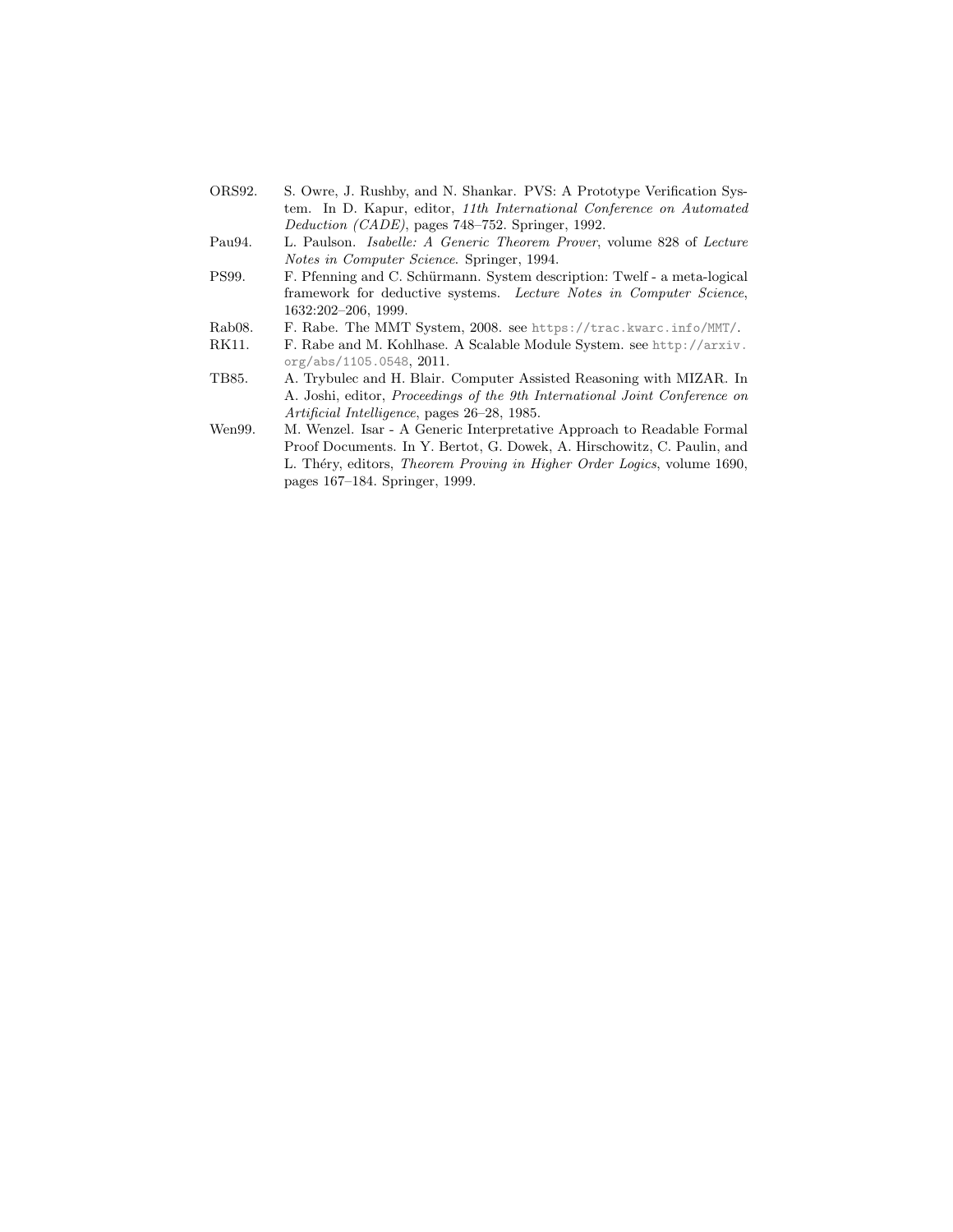ORS92. S. Owre, J. Rushby, and N. Shankar. PVS: A Prototype Verification System. In D. Kapur, editor, *11th International Conference on Automated Deduction (CADE)*, pages 748–752. Springer, 1992.

Pau94. L. Paulson. *Isabelle: A Generic Theorem Prover*, volume 828 of *Lecture Notes in Computer Science*. Springer, 1994.

PS99. F. Pfenning and C. Schürmann. System description: Twelf - a meta-logical framework for deductive systems. *Lecture Notes in Computer Science*, 1632:202–206, 1999.

Rab08. F. Rabe. The MMT System, 2008. see `https://trac.kwarc.info/MMT/`.

RK11. F. Rabe and M. Kohlhase. A Scalable Module System. see `http://arxiv.org/abs/1105.0548`, 2011.

TB85. A. Trybulec and H. Blair. Computer Assisted Reasoning with MIZAR. In A. Joshi, editor, *Proceedings of the 9th International Joint Conference on Artificial Intelligence*, pages 26–28, 1985.

Wen99. M. Wenzel. Isar - A Generic Interpretative Approach to Readable Formal Proof Documents. In Y. Bertot, G. Dowek, A. Hirschowitz, C. Paulin, and L. Théry, editors, *Theorem Proving in Higher Order Logics*, volume 1690, pages 167–184. Springer, 1999.